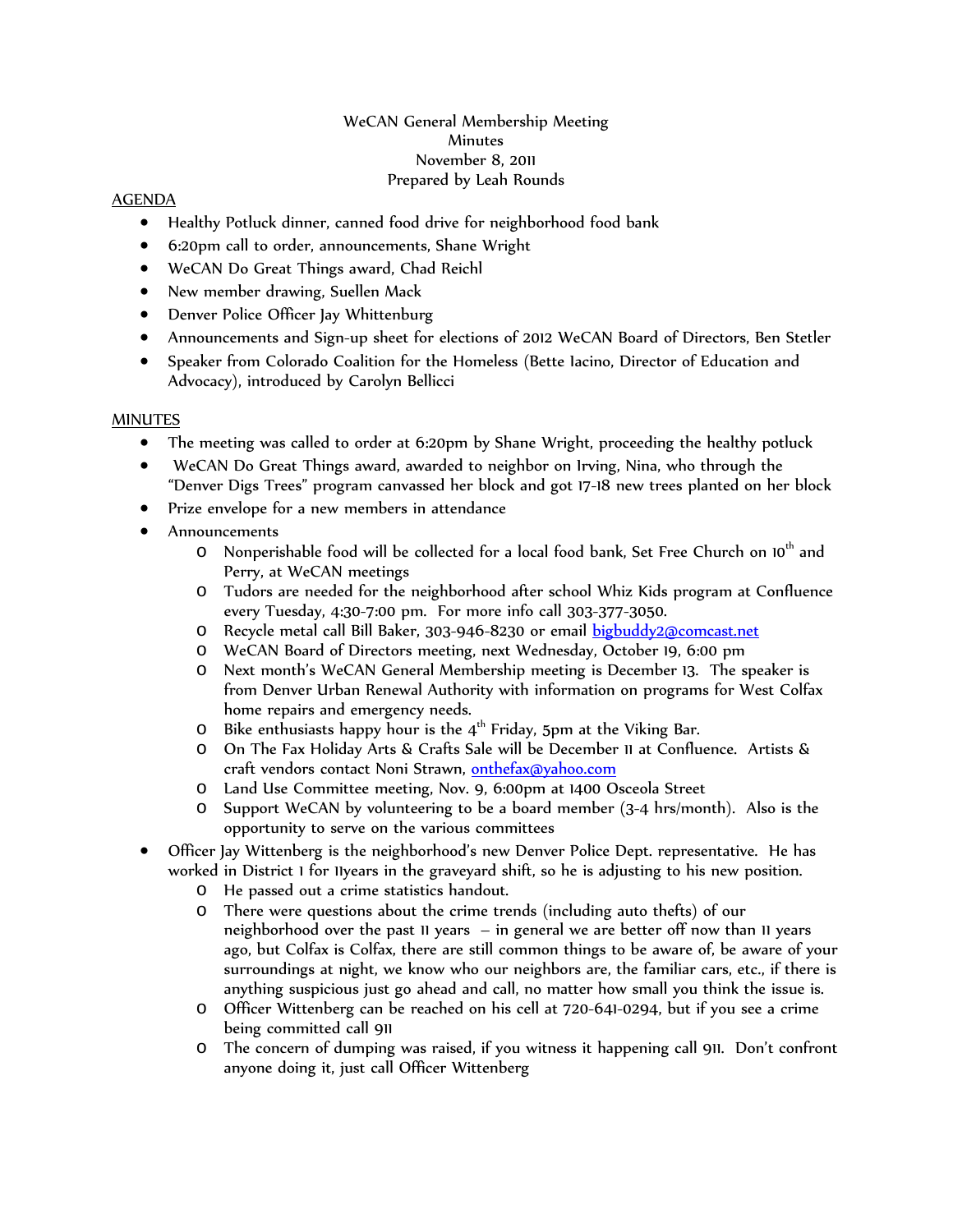WeCAN General Membership Meeting  
Minutes  
November 8, 2011  
Prepared by Leah Rounds

AGENDA

- Healthy Potluck dinner, canned food drive for neighborhood food bank
- 6:20pm call to order, announcements, Shane Wright
- WeCAN Do Great Things award, Chad Reichl
- New member drawing, Suellen Mack
- Denver Police Officer Jay Whittenburg
- Announcements and Sign-up sheet for elections of 2012 WeCAN Board of Directors, Ben Stetler
- Speaker from Colorado Coalition for the Homeless (Bette Iacino, Director of Education and Advocacy), introduced by Carolyn Bellicci

MINUTES

- The meeting was called to order at 6:20pm by Shane Wright, proceeding the healthy potluck
- WeCAN Do Great Things award, awarded to neighbor on Irving, Nina, who through the "Denver Digs Trees" program canvassed her block and got 17-18 new trees planted on her block
- Prize envelope for a new members in attendance
- Announcements
  - Nonperishable food will be collected for a local food bank, Set Free Church on 10th and Perry, at WeCAN meetings
  - Tudors are needed for the neighborhood after school Whiz Kids program at Confluence every Tuesday, 4:30-7:00 pm. For more info call 303-377-3050.
  - Recycle metal call Bill Baker, 303-946-8230 or email bigbuddy2@comcast.net
  - WeCAN Board of Directors meeting, next Wednesday, October 19, 6:00 pm
  - Next month's WeCAN General Membership meeting is December 13. The speaker is from Denver Urban Renewal Authority with information on programs for West Colfax home repairs and emergency needs.
  - Bike enthusiasts happy hour is the 4th Friday, 5pm at the Viking Bar.
  - On The Fax Holiday Arts & Crafts Sale will be December 11 at Confluence. Artists & craft vendors contact Noni Strawn, onthefax@yahoo.com
  - Land Use Committee meeting, Nov. 9, 6:00pm at 1400 Osceola Street
  - Support WeCAN by volunteering to be a board member (3-4 hrs/month). Also is the opportunity to serve on the various committees
- Officer Jay Wittenberg is the neighborhood's new Denver Police Dept. representative. He has worked in District 1 for 11years in the graveyard shift, so he is adjusting to his new position.
  - He passed out a crime statistics handout.
  - There were questions about the crime trends (including auto thefts) of our neighborhood over the past 11 years – in general we are better off now than 11 years ago, but Colfax is Colfax, there are still common things to be aware of, be aware of your surroundings at night, we know who our neighbors are, the familiar cars, etc., if there is anything suspicious just go ahead and call, no matter how small you think the issue is.
  - Officer Wittenberg can be reached on his cell at 720-641-0294, but if you see a crime being committed call 911
  - The concern of dumping was raised, if you witness it happening call 911. Don't confront anyone doing it, just call Officer Wittenberg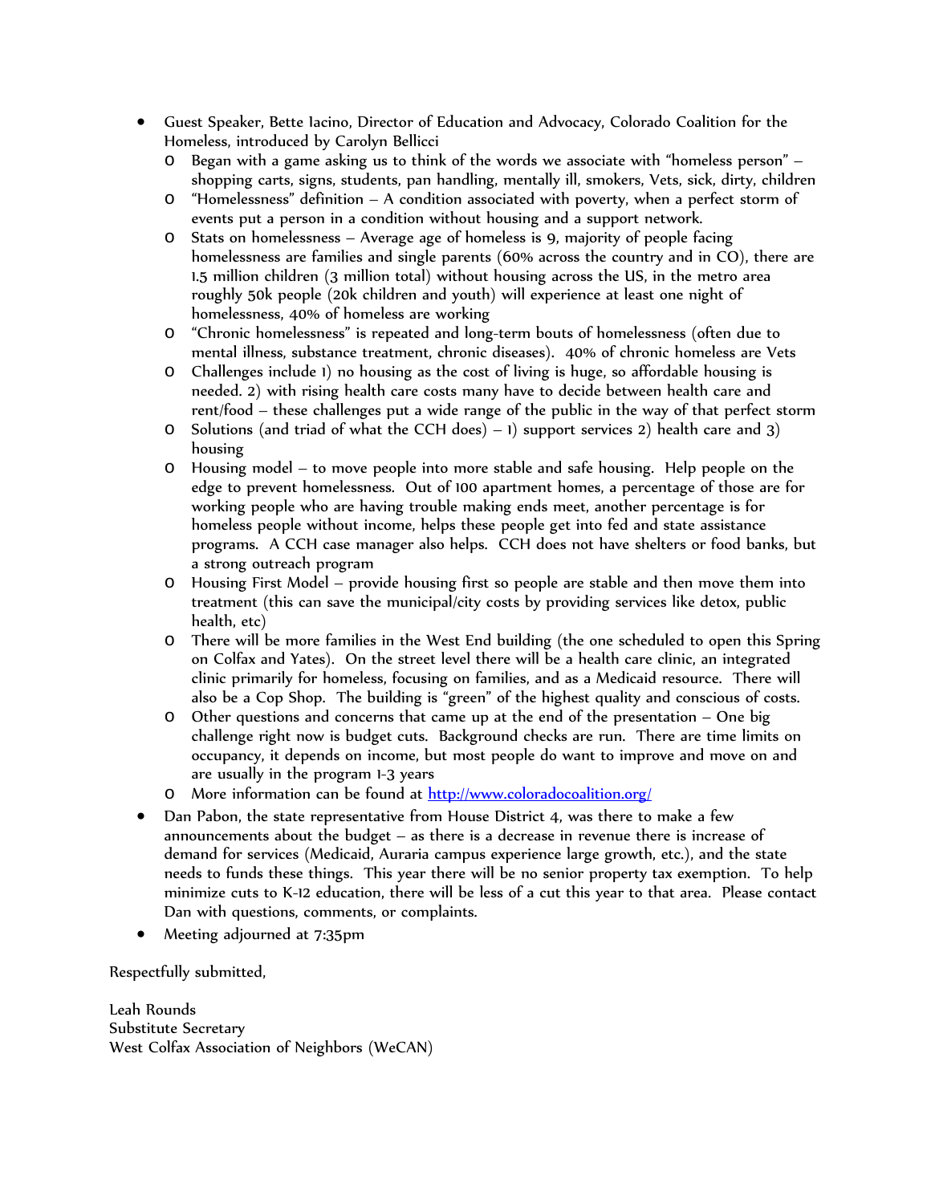- Guest Speaker, Bette Iacino, Director of Education and Advocacy, Colorado Coalition for the Homeless, introduced by Carolyn Bellicci
  - Began with a game asking us to think of the words we associate with "homeless person" – shopping carts, signs, students, pan handling, mentally ill, smokers, Vets, sick, dirty, children
  - "Homelessness" definition – A condition associated with poverty, when a perfect storm of events put a person in a condition without housing and a support network.
  - Stats on homelessness – Average age of homeless is 9, majority of people facing homelessness are families and single parents (60% across the country and in CO), there are 1.5 million children (3 million total) without housing across the US, in the metro area roughly 50k people (20k children and youth) will experience at least one night of homelessness, 40% of homeless are working
  - "Chronic homelessness" is repeated and long-term bouts of homelessness (often due to mental illness, substance treatment, chronic diseases). 40% of chronic homeless are Vets
  - Challenges include 1) no housing as the cost of living is huge, so affordable housing is needed. 2) with rising health care costs many have to decide between health care and rent/food – these challenges put a wide range of the public in the way of that perfect storm
  - Solutions (and triad of what the CCH does) – 1) support services 2) health care and 3) housing
  - Housing model – to move people into more stable and safe housing. Help people on the edge to prevent homelessness. Out of 100 apartment homes, a percentage of those are for working people who are having trouble making ends meet, another percentage is for homeless people without income, helps these people get into fed and state assistance programs. A CCH case manager also helps. CCH does not have shelters or food banks, but a strong outreach program
  - Housing First Model – provide housing first so people are stable and then move them into treatment (this can save the municipal/city costs by providing services like detox, public health, etc)
  - There will be more families in the West End building (the one scheduled to open this Spring on Colfax and Yates). On the street level there will be a health care clinic, an integrated clinic primarily for homeless, focusing on families, and as a Medicaid resource. There will also be a Cop Shop. The building is "green" of the highest quality and conscious of costs.
  - Other questions and concerns that came up at the end of the presentation – One big challenge right now is budget cuts. Background checks are run. There are time limits on occupancy, it depends on income, but most people do want to improve and move on and are usually in the program 1-3 years
  - More information can be found at [http://www.coloradocoalition.org/](http://www.coloradocoalition.org/)
- Dan Pabon, the state representative from House District 4, was there to make a few announcements about the budget – as there is a decrease in revenue there is increase of demand for services (Medicaid, Auraria campus experience large growth, etc.), and the state needs to funds these things. This year there will be no senior property tax exemption. To help minimize cuts to K-12 education, there will be less of a cut this year to that area. Please contact Dan with questions, comments, or complaints.
- Meeting adjourned at 7:35pm

Respectfully submitted,

Leah Rounds
Substitute Secretary
West Colfax Association of Neighbors (WeCAN)